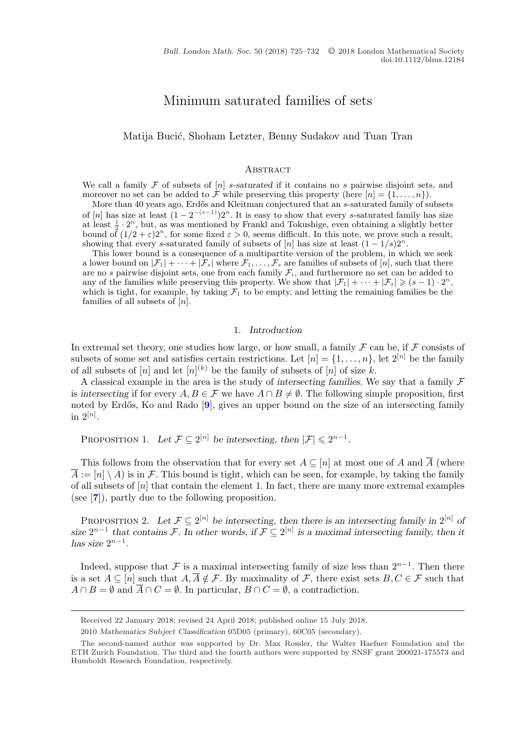# Minimum saturated families of sets

Matija Bucić, Shoham Letzter, Benny Sudakov and Tuan Tran

## Abstract

We call a family $\mathcal{F}$ of subsets of $[n]$ *s-saturated* if it contains no $s$ pairwise disjoint sets, and moreover no set can be added to $\mathcal{F}$ while preserving this property (here $[n] = \{1, \ldots, n\}$).

More than 40 years ago, Erdős and Kleitman conjectured that an $s$-saturated family of subsets of $[n]$ has size at least $(1 - 2^{-(s-1)})2^n$. It is easy to show that every $s$-saturated family has size at least $\frac{1}{2} \cdot 2^n$, but, as was mentioned by Frankl and Tokushige, even obtaining a slightly better bound of $(1/2 + \varepsilon)2^n$, for some fixed $\varepsilon > 0$, seems difficult. In this note, we prove such a result, showing that every $s$-saturated family of subsets of $[n]$ has size at least $(1 - 1/s)2^n$.

This lower bound is a consequence of a multipartite version of the problem, in which we seek a lower bound on $|\mathcal{F}_1| + \cdots + |\mathcal{F}_s|$ where $\mathcal{F}_1, \ldots, \mathcal{F}_s$ are families of subsets of $[n]$, such that there are no $s$ pairwise disjoint sets, one from each family $\mathcal{F}_i$, and furthermore no set can be added to any of the families while preserving this property. We show that $|\mathcal{F}_1| + \cdots + |\mathcal{F}_s| \geqslant (s-1) \cdot 2^n$, which is tight, for example, by taking $\mathcal{F}_1$ to be empty, and letting the remaining families be the families of all subsets of $[n]$.

## 1. *Introduction*

In extremal set theory, one studies how large, or how small, a family $\mathcal{F}$ can be, if $\mathcal{F}$ consists of subsets of some set and satisfies certain restrictions. Let $[n] = \{1, \ldots, n\}$, let $2^{[n]}$ be the family of all subsets of $[n]$ and let $[n]^{(k)}$ be the family of subsets of $[n]$ of size $k$.

A classical example in the area is the study of *intersecting families*. We say that a family $\mathcal{F}$ is *intersecting* if for every $A, B \in \mathcal{F}$ we have $A \cap B \neq \emptyset$. The following simple proposition, first noted by Erdős, Ko and Rado [9], gives an upper bound on the size of an intersecting family in $2^{[n]}$.

Proposition 1. *Let $\mathcal{F} \subseteq 2^{[n]}$ be intersecting, then $|\mathcal{F}| \leqslant 2^{n-1}$.*

This follows from the observation that for every set $A \subseteq [n]$ at most one of $A$ and $\overline{A}$ (where $\overline{A} := [n] \setminus A$) is in $\mathcal{F}$. This bound is tight, which can be seen, for example, by taking the family of all subsets of $[n]$ that contain the element 1. In fact, there are many more extremal examples (see [7]), partly due to the following proposition.

Proposition 2. *Let $\mathcal{F} \subseteq 2^{[n]}$ be intersecting, then there is an intersecting family in $2^{[n]}$ of size $2^{n-1}$ that contains $\mathcal{F}$. In other words, if $\mathcal{F} \subseteq 2^{[n]}$ is a maximal intersecting family, then it has size $2^{n-1}$.*

Indeed, suppose that $\mathcal{F}$ is a maximal intersecting family of size less than $2^{n-1}$. Then there is a set $A \subseteq [n]$ such that $A, \overline{A} \notin \mathcal{F}$. By maximality of $\mathcal{F}$, there exist sets $B, C \in \mathcal{F}$ such that $A \cap B = \emptyset$ and $\overline{A} \cap C = \emptyset$. In particular, $B \cap C = \emptyset$, a contradiction.

---

Received 22 January 2018; revised 24 April 2018; published online 15 July 2018.

2010 *Mathematics Subject Classification* 05D05 (primary), 60C05 (secondary).

The second-named author was supported by Dr. Max Rossler, the Walter Haefner Foundation and the ETH Zurich Foundation. The third and the fourth authors were supported by SNSF grant 200021-175573 and Humboldt Research Foundation, respectively.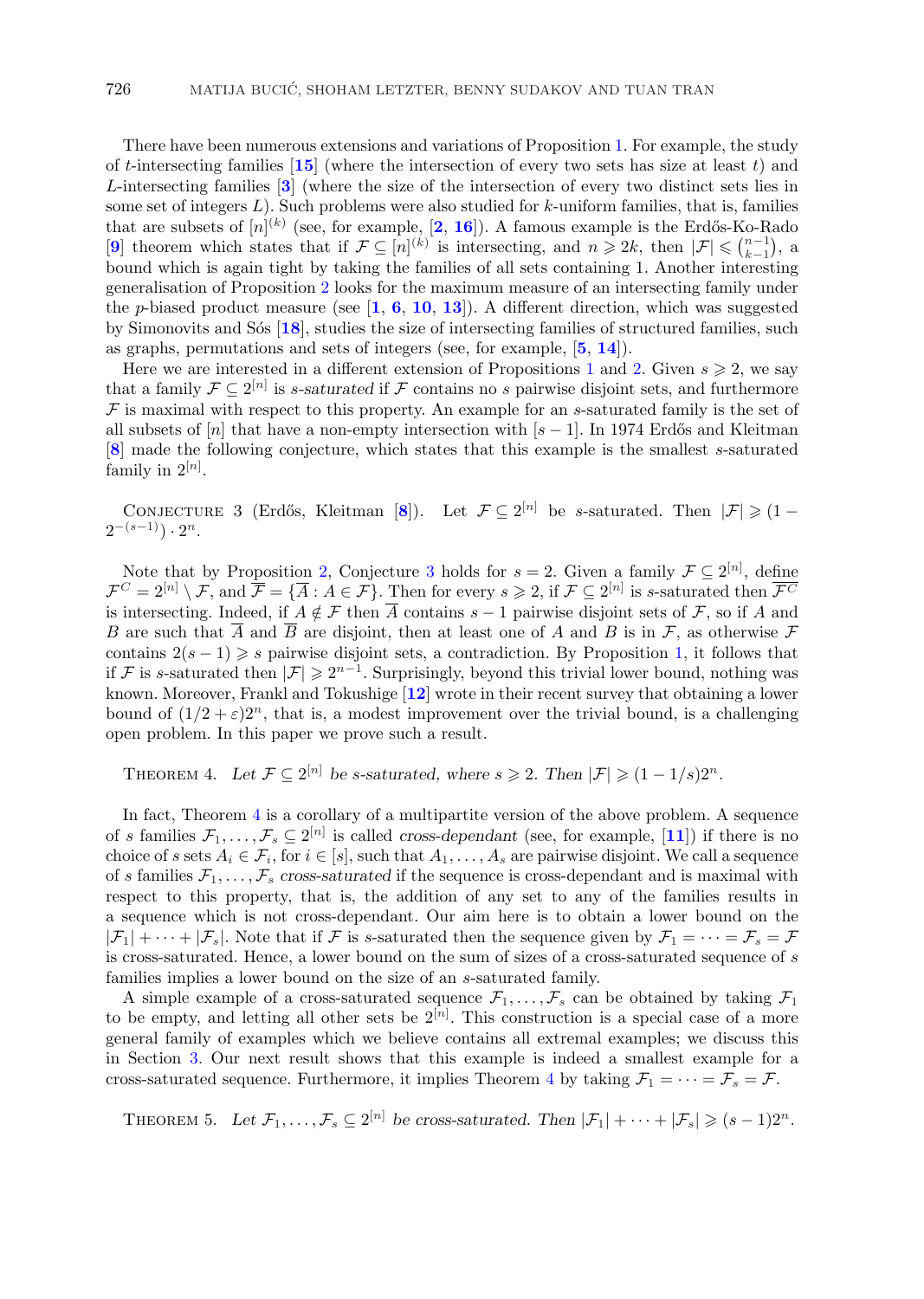There have been numerous extensions and variations of Proposition 1. For example, the study of $t$-intersecting families [15] (where the intersection of every two sets has size at least $t$) and $L$-intersecting families [3] (where the size of the intersection of every two distinct sets lies in some set of integers $L$). Such problems were also studied for $k$-uniform families, that is, families that are subsets of $[n]^{(k)}$ (see, for example, [2, 16]). A famous example is the Erdős-Ko-Rado [9] theorem which states that if $\mathcal{F} \subseteq [n]^{(k)}$ is intersecting, and $n \geqslant 2k$, then $|\mathcal{F}| \leqslant \binom{n-1}{k-1}$, a bound which is again tight by taking the families of all sets containing 1. Another interesting generalisation of Proposition 2 looks for the maximum measure of an intersecting family under the $p$-biased product measure (see [1, 6, 10, 13]). A different direction, which was suggested by Simonovits and Sós [18], studies the size of intersecting families of structured families, such as graphs, permutations and sets of integers (see, for example, [5, 14]).

Here we are interested in a different extension of Propositions 1 and 2. Given $s \geqslant 2$, we say that a family $\mathcal{F} \subseteq 2^{[n]}$ is *s-saturated* if $\mathcal{F}$ contains no $s$ pairwise disjoint sets, and furthermore $\mathcal{F}$ is maximal with respect to this property. An example for an $s$-saturated family is the set of all subsets of $[n]$ that have a non-empty intersection with $[s-1]$. In 1974 Erdős and Kleitman [8] made the following conjecture, which states that this example is the smallest $s$-saturated family in $2^{[n]}$.

Conjecture 3 (Erdős, Kleitman [8]). *Let $\mathcal{F} \subseteq 2^{[n]}$ be s-saturated. Then $|\mathcal{F}| \geqslant (1 - 2^{-(s-1)}) \cdot 2^n$.*

Note that by Proposition 2, Conjecture 3 holds for $s = 2$. Given a family $\mathcal{F} \subseteq 2^{[n]}$, define $\mathcal{F}^C = 2^{[n]} \setminus \mathcal{F}$, and $\overline{\mathcal{F}} = \{\overline{A} : A \in \mathcal{F}\}$. Then for every $s \geqslant 2$, if $\mathcal{F} \subseteq 2^{[n]}$ is $s$-saturated then $\overline{\mathcal{F}^C}$ is intersecting. Indeed, if $A \notin \mathcal{F}$ then $\overline{A}$ contains $s-1$ pairwise disjoint sets of $\mathcal{F}$, so if $A$ and $B$ are such that $\overline{A}$ and $\overline{B}$ are disjoint, then at least one of $A$ and $B$ is in $\mathcal{F}$, as otherwise $\mathcal{F}$ contains $2(s-1) \geqslant s$ pairwise disjoint sets, a contradiction. By Proposition 1, it follows that if $\mathcal{F}$ is $s$-saturated then $|\mathcal{F}| \geqslant 2^{n-1}$. Surprisingly, beyond this trivial lower bound, nothing was known. Moreover, Frankl and Tokushige [12] wrote in their recent survey that obtaining a lower bound of $(1/2 + \varepsilon)2^n$, that is, a modest improvement over the trivial bound, is a challenging open problem. In this paper we prove such a result.

Theorem 4. *Let $\mathcal{F} \subseteq 2^{[n]}$ be s-saturated, where $s \geqslant 2$. Then $|\mathcal{F}| \geqslant (1 - 1/s)2^n$.*

In fact, Theorem 4 is a corollary of a multipartite version of the above problem. A sequence of $s$ families $\mathcal{F}_1, \ldots, \mathcal{F}_s \subseteq 2^{[n]}$ is called *cross-dependant* (see, for example, [11]) if there is no choice of $s$ sets $A_i \in \mathcal{F}_i$, for $i \in [s]$, such that $A_1, \ldots, A_s$ are pairwise disjoint. We call a sequence of $s$ families $\mathcal{F}_1, \ldots, \mathcal{F}_s$ *cross-saturated* if the sequence is cross-dependant and is maximal with respect to this property, that is, the addition of any set to any of the families results in a sequence which is not cross-dependant. Our aim here is to obtain a lower bound on the $|\mathcal{F}_1| + \cdots + |\mathcal{F}_s|$. Note that if $\mathcal{F}$ is $s$-saturated then the sequence given by $\mathcal{F}_1 = \cdots = \mathcal{F}_s = \mathcal{F}$ is cross-saturated. Hence, a lower bound on the sum of sizes of a cross-saturated sequence of $s$ families implies a lower bound on the size of an $s$-saturated family.

A simple example of a cross-saturated sequence $\mathcal{F}_1, \ldots, \mathcal{F}_s$ can be obtained by taking $\mathcal{F}_1$ to be empty, and letting all other sets be $2^{[n]}$. This construction is a special case of a more general family of examples which we believe contains all extremal examples; we discuss this in Section 3. Our next result shows that this example is indeed a smallest example for a cross-saturated sequence. Furthermore, it implies Theorem 4 by taking $\mathcal{F}_1 = \cdots = \mathcal{F}_s = \mathcal{F}$.

Theorem 5. *Let $\mathcal{F}_1, \ldots, \mathcal{F}_s \subseteq 2^{[n]}$ be cross-saturated. Then $|\mathcal{F}_1| + \cdots + |\mathcal{F}_s| \geqslant (s-1)2^n$.*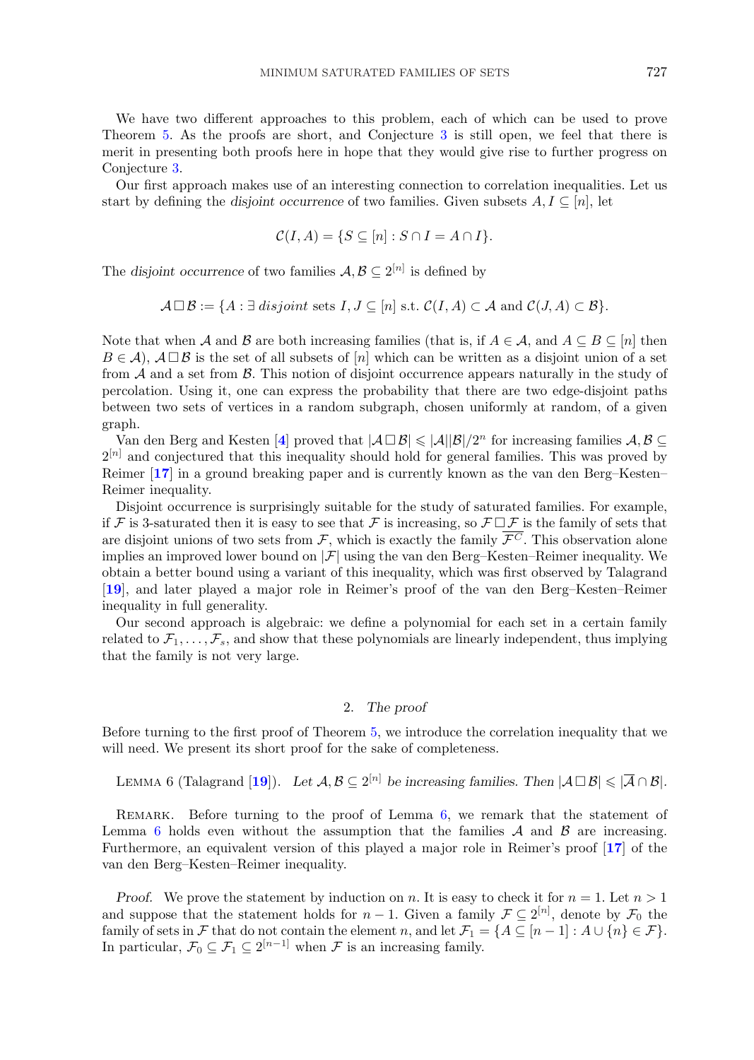We have two different approaches to this problem, each of which can be used to prove Theorem 5. As the proofs are short, and Conjecture 3 is still open, we feel that there is merit in presenting both proofs here in hope that they would give rise to further progress on Conjecture 3.

Our first approach makes use of an interesting connection to correlation inequalities. Let us start by defining the *disjoint occurrence* of two families. Given subsets $A, I \subseteq [n]$, let

$$\mathcal{C}(I, A) = \{S \subseteq [n] : S \cap I = A \cap I\}.$$

The *disjoint occurrence* of two families $\mathcal{A}, \mathcal{B} \subseteq 2^{[n]}$ is defined by

$$\mathcal{A} \square \mathcal{B} := \{A : \exists \textit{ disjoint} \text{ sets } I, J \subseteq [n] \text{ s.t. } \mathcal{C}(I, A) \subset \mathcal{A} \text{ and } \mathcal{C}(J, A) \subset \mathcal{B}\}.$$

Note that when $\mathcal{A}$ and $\mathcal{B}$ are both increasing families (that is, if $A \in \mathcal{A}$, and $A \subseteq B \subseteq [n]$ then $B \in \mathcal{A}$), $\mathcal{A} \square \mathcal{B}$ is the set of all subsets of $[n]$ which can be written as a disjoint union of a set from $\mathcal{A}$ and a set from $\mathcal{B}$. This notion of disjoint occurrence appears naturally in the study of percolation. Using it, one can express the probability that there are two edge-disjoint paths between two sets of vertices in a random subgraph, chosen uniformly at random, of a given graph.

Van den Berg and Kesten [4] proved that $|\mathcal{A} \square \mathcal{B}| \leqslant |\mathcal{A}||\mathcal{B}|/2^n$ for increasing families $\mathcal{A}, \mathcal{B} \subseteq 2^{[n]}$ and conjectured that this inequality should hold for general families. This was proved by Reimer [17] in a ground breaking paper and is currently known as the van den Berg–Kesten–Reimer inequality.

Disjoint occurrence is surprisingly suitable for the study of saturated families. For example, if $\mathcal{F}$ is 3-saturated then it is easy to see that $\mathcal{F}$ is increasing, so $\mathcal{F} \square \mathcal{F}$ is the family of sets that are disjoint unions of two sets from $\mathcal{F}$, which is exactly the family $\overline{\mathcal{F}^C}$. This observation alone implies an improved lower bound on $|\mathcal{F}|$ using the van den Berg–Kesten–Reimer inequality. We obtain a better bound using a variant of this inequality, which was first observed by Talagrand [19], and later played a major role in Reimer's proof of the van den Berg–Kesten–Reimer inequality in full generality.

Our second approach is algebraic: we define a polynomial for each set in a certain family related to $\mathcal{F}_1, \ldots, \mathcal{F}_s$, and show that these polynomials are linearly independent, thus implying that the family is not very large.

## 2. *The proof*

Before turning to the first proof of Theorem 5, we introduce the correlation inequality that we will need. We present its short proof for the sake of completeness.

Lemma 6 (Talagrand [19]). *Let $\mathcal{A}, \mathcal{B} \subseteq 2^{[n]}$ be increasing families. Then $|\mathcal{A} \square \mathcal{B}| \leqslant |\overline{\mathcal{A}} \cap \mathcal{B}|$.*

Remark. Before turning to the proof of Lemma 6, we remark that the statement of Lemma 6 holds even without the assumption that the families $\mathcal{A}$ and $\mathcal{B}$ are increasing. Furthermore, an equivalent version of this played a major role in Reimer's proof [17] of the van den Berg–Kesten–Reimer inequality.

*Proof.* We prove the statement by induction on $n$. It is easy to check it for $n = 1$. Let $n > 1$ and suppose that the statement holds for $n - 1$. Given a family $\mathcal{F} \subseteq 2^{[n]}$, denote by $\mathcal{F}_0$ the family of sets in $\mathcal{F}$ that do not contain the element $n$, and let $\mathcal{F}_1 = \{A \subseteq [n-1] : A \cup \{n\} \in \mathcal{F}\}$. In particular, $\mathcal{F}_0 \subseteq \mathcal{F}_1 \subseteq 2^{[n-1]}$ when $\mathcal{F}$ is an increasing family.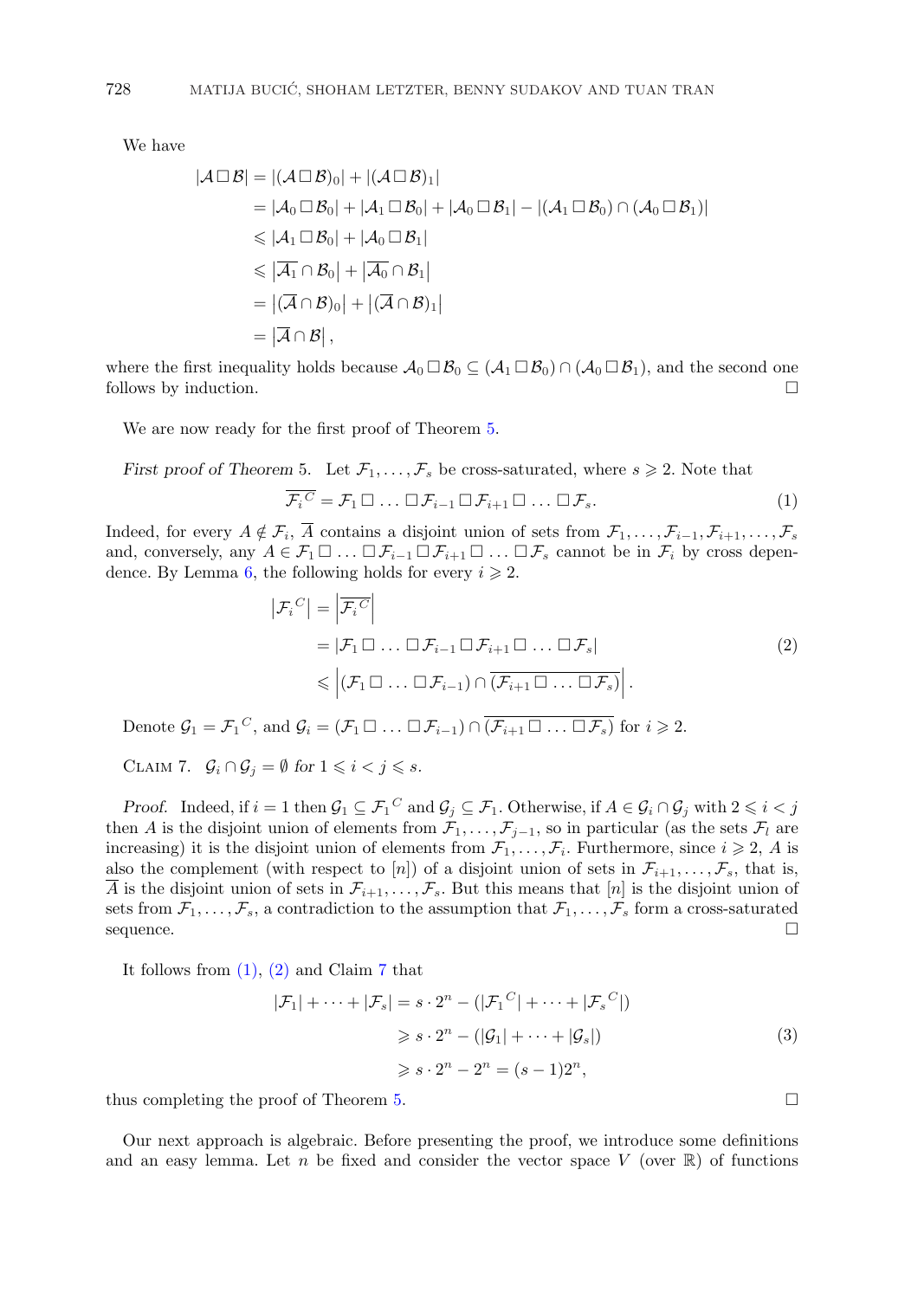We have

$$
\begin{aligned}
|\mathcal{A} \,\square\, \mathcal{B}| &= |(\mathcal{A} \,\square\, \mathcal{B})_0| + |(\mathcal{A} \,\square\, \mathcal{B})_1| \\
&= |\mathcal{A}_0 \,\square\, \mathcal{B}_0| + |\mathcal{A}_1 \,\square\, \mathcal{B}_0| + |\mathcal{A}_0 \,\square\, \mathcal{B}_1| - |(\mathcal{A}_1 \,\square\, \mathcal{B}_0) \cap (\mathcal{A}_0 \,\square\, \mathcal{B}_1)| \\
&\leqslant |\mathcal{A}_1 \,\square\, \mathcal{B}_0| + |\mathcal{A}_0 \,\square\, \mathcal{B}_1| \\
&\leqslant \left|\overline{\mathcal{A}_1} \cap \mathcal{B}_0\right| + \left|\overline{\mathcal{A}_0} \cap \mathcal{B}_1\right| \\
&= \left|(\overline{\mathcal{A}} \cap \mathcal{B})_0\right| + \left|(\overline{\mathcal{A}} \cap \mathcal{B})_1\right| \\
&= \left|\overline{\mathcal{A}} \cap \mathcal{B}\right|,
\end{aligned}
$$

where the first inequality holds because $\mathcal{A}_0 \,\square\, \mathcal{B}_0 \subseteq (\mathcal{A}_1 \,\square\, \mathcal{B}_0) \cap (\mathcal{A}_0 \,\square\, \mathcal{B}_1)$, and the second one follows by induction. □

We are now ready for the first proof of Theorem 5.

*First proof of Theorem 5.* Let $\mathcal{F}_1, \ldots, \mathcal{F}_s$ be cross-saturated, where $s \geqslant 2$. Note that

$$
\overline{\mathcal{F}_i{}^C} = \mathcal{F}_1 \,\square\, \ldots \,\square\, \mathcal{F}_{i-1} \,\square\, \mathcal{F}_{i+1} \,\square\, \ldots \,\square\, \mathcal{F}_s. \tag{1}
$$

Indeed, for every $A \notin \mathcal{F}_i$, $\overline{A}$ contains a disjoint union of sets from $\mathcal{F}_1, \ldots, \mathcal{F}_{i-1}, \mathcal{F}_{i+1}, \ldots, \mathcal{F}_s$ and, conversely, any $A \in \mathcal{F}_1 \,\square\, \ldots \,\square\, \mathcal{F}_{i-1} \,\square\, \mathcal{F}_{i+1} \,\square\, \ldots \,\square\, \mathcal{F}_s$ cannot be in $\mathcal{F}_i$ by cross dependence. By Lemma 6, the following holds for every $i \geqslant 2$.

$$
\begin{aligned}
\left|\mathcal{F}_i{}^C\right| &= \left|\overline{\mathcal{F}_i{}^C}\right| \\
&= |\mathcal{F}_1 \,\square\, \ldots \,\square\, \mathcal{F}_{i-1} \,\square\, \mathcal{F}_{i+1} \,\square\, \ldots \,\square\, \mathcal{F}_s| \\
&\leqslant \left|(\mathcal{F}_1 \,\square\, \ldots \,\square\, \mathcal{F}_{i-1}) \cap \overline{(\mathcal{F}_{i+1} \,\square\, \ldots \,\square\, \mathcal{F}_s)}\right|.
\end{aligned} \tag{2}
$$

Denote $\mathcal{G}_1 = \mathcal{F}_1{}^C$, and $\mathcal{G}_i = (\mathcal{F}_1 \,\square\, \ldots \,\square\, \mathcal{F}_{i-1}) \cap \overline{(\mathcal{F}_{i+1} \,\square\, \ldots \,\square\, \mathcal{F}_s)}$ for $i \geqslant 2$.

Claim 7. *$\mathcal{G}_i \cap \mathcal{G}_j = \emptyset$ for $1 \leqslant i < j \leqslant s$.*

*Proof.* Indeed, if $i = 1$ then $\mathcal{G}_1 \subseteq \mathcal{F}_1{}^C$ and $\mathcal{G}_j \subseteq \mathcal{F}_1$. Otherwise, if $A \in \mathcal{G}_i \cap \mathcal{G}_j$ with $2 \leqslant i < j$ then $A$ is the disjoint union of elements from $\mathcal{F}_1, \ldots, \mathcal{F}_{j-1}$, so in particular (as the sets $\mathcal{F}_l$ are increasing) it is the disjoint union of elements from $\mathcal{F}_1, \ldots, \mathcal{F}_i$. Furthermore, since $i \geqslant 2$, $A$ is also the complement (with respect to $[n]$) of a disjoint union of sets in $\mathcal{F}_{i+1}, \ldots, \mathcal{F}_s$, that is, $\overline{A}$ is the disjoint union of sets in $\mathcal{F}_{i+1}, \ldots, \mathcal{F}_s$. But this means that $[n]$ is the disjoint union of sets from $\mathcal{F}_1, \ldots, \mathcal{F}_s$, a contradiction to the assumption that $\mathcal{F}_1, \ldots, \mathcal{F}_s$ form a cross-saturated sequence. □

It follows from (1), (2) and Claim 7 that

$$
\begin{aligned}
|\mathcal{F}_1| + \cdots + |\mathcal{F}_s| &= s \cdot 2^n - (|\mathcal{F}_1{}^C| + \cdots + |\mathcal{F}_s{}^C|) \\
&\geqslant s \cdot 2^n - (|\mathcal{G}_1| + \cdots + |\mathcal{G}_s|) \\
&\geqslant s \cdot 2^n - 2^n = (s-1)2^n,
\end{aligned} \tag{3}
$$

thus completing the proof of Theorem 5. □

Our next approach is algebraic. Before presenting the proof, we introduce some definitions and an easy lemma. Let $n$ be fixed and consider the vector space $V$ (over $\mathbb{R}$) of functions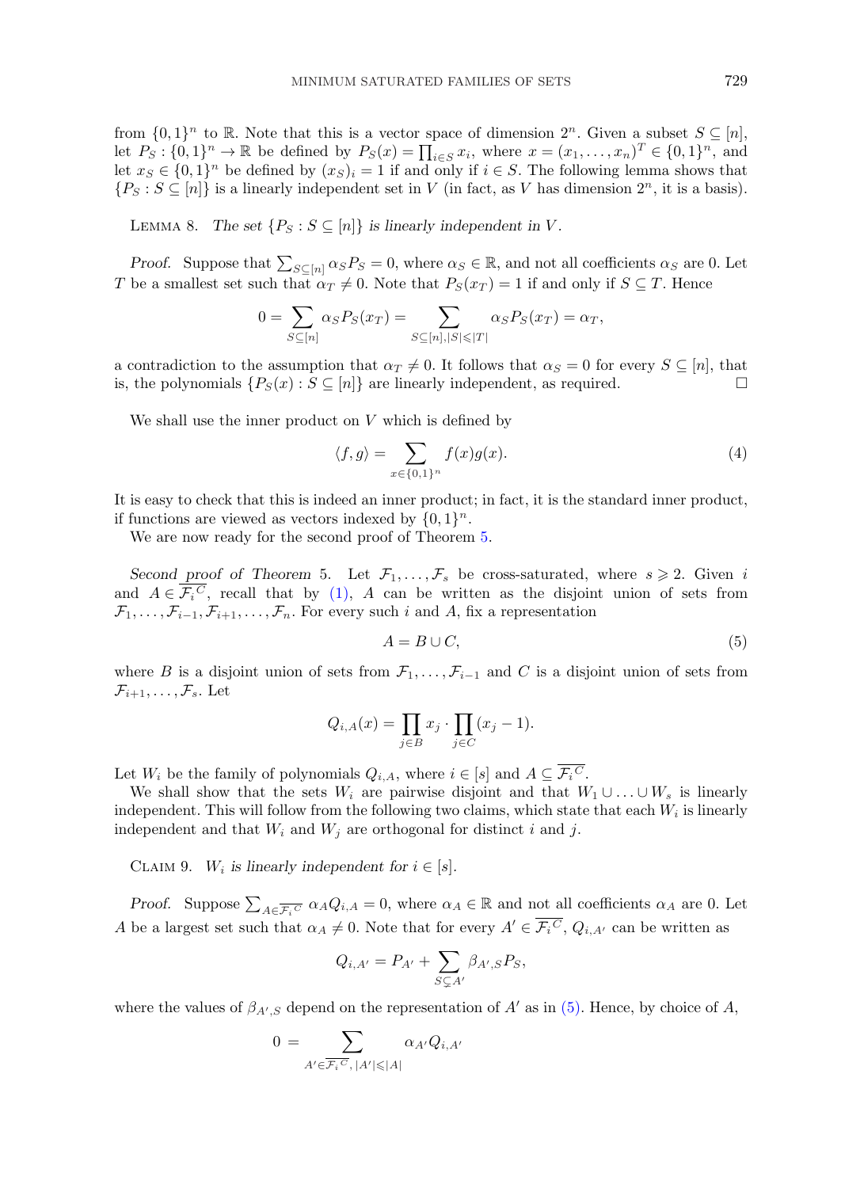from $\{0,1\}^n$ to $\mathbb{R}$. Note that this is a vector space of dimension $2^n$. Given a subset $S \subseteq [n]$, let $P_S : \{0,1\}^n \to \mathbb{R}$ be defined by $P_S(x) = \prod_{i \in S} x_i$, where $x = (x_1, \ldots, x_n)^T \in \{0,1\}^n$, and let $x_S \in \{0,1\}^n$ be defined by $(x_S)_i = 1$ if and only if $i \in S$. The following lemma shows that $\{P_S : S \subseteq [n]\}$ is a linearly independent set in $V$ (in fact, as $V$ has dimension $2^n$, it is a basis).

Lemma 8. *The set $\{P_S : S \subseteq [n]\}$ is linearly independent in $V$.*

*Proof.* Suppose that $\sum_{S \subseteq [n]} \alpha_S P_S = 0$, where $\alpha_S \in \mathbb{R}$, and not all coefficients $\alpha_S$ are 0. Let $T$ be a smallest set such that $\alpha_T \neq 0$. Note that $P_S(x_T) = 1$ if and only if $S \subseteq T$. Hence

$$0 = \sum_{S \subseteq [n]} \alpha_S P_S(x_T) = \sum_{S \subseteq [n], |S| \leqslant |T|} \alpha_S P_S(x_T) = \alpha_T,$$

a contradiction to the assumption that $\alpha_T \neq 0$. It follows that $\alpha_S = 0$ for every $S \subseteq [n]$, that is, the polynomials $\{P_S(x) : S \subseteq [n]\}$ are linearly independent, as required. $\square$

We shall use the inner product on $V$ which is defined by

$$\langle f, g \rangle = \sum_{x \in \{0,1\}^n} f(x) g(x). \tag{4}$$

It is easy to check that this is indeed an inner product; in fact, it is the standard inner product, if functions are viewed as vectors indexed by $\{0,1\}^n$.

We are now ready for the second proof of Theorem 5.

*Second proof of Theorem* 5. Let $\mathcal{F}_1, \ldots, \mathcal{F}_s$ be cross-saturated, where $s \geqslant 2$. Given $i$ and $A \in \overline{\mathcal{F}_i}^C$, recall that by (1), $A$ can be written as the disjoint union of sets from $\mathcal{F}_1, \ldots, \mathcal{F}_{i-1}, \mathcal{F}_{i+1}, \ldots, \mathcal{F}_n$. For every such $i$ and $A$, fix a representation

$$A = B \cup C, \tag{5}$$

where $B$ is a disjoint union of sets from $\mathcal{F}_1, \ldots, \mathcal{F}_{i-1}$ and $C$ is a disjoint union of sets from $\mathcal{F}_{i+1}, \ldots, \mathcal{F}_s$. Let

$$Q_{i,A}(x) = \prod_{j \in B} x_j \cdot \prod_{j \in C} (x_j - 1).$$

Let $W_i$ be the family of polynomials $Q_{i,A}$, where $i \in [s]$ and $A \subseteq \overline{\mathcal{F}_i}^C$.

We shall show that the sets $W_i$ are pairwise disjoint and that $W_1 \cup \ldots \cup W_s$ is linearly independent. This will follow from the following two claims, which state that each $W_i$ is linearly independent and that $W_i$ and $W_j$ are orthogonal for distinct $i$ and $j$.

Claim 9. *$W_i$ is linearly independent for $i \in [s]$.*

*Proof.* Suppose $\sum_{A \in \overline{\mathcal{F}_i}^C} \alpha_A Q_{i,A} = 0$, where $\alpha_A \in \mathbb{R}$ and not all coefficients $\alpha_A$ are 0. Let $A$ be a largest set such that $\alpha_A \neq 0$. Note that for every $A' \in \overline{\mathcal{F}_i}^C$, $Q_{i,A'}$ can be written as

$$Q_{i,A'} = P_{A'} + \sum_{S \subsetneq A'} \beta_{A',S} P_S,$$

where the values of $\beta_{A',S}$ depend on the representation of $A'$ as in (5). Hence, by choice of $A$,

$$0 = \sum_{A' \in \overline{\mathcal{F}_i}^C, |A'| \leqslant |A|} \alpha_{A'} Q_{i,A'}$$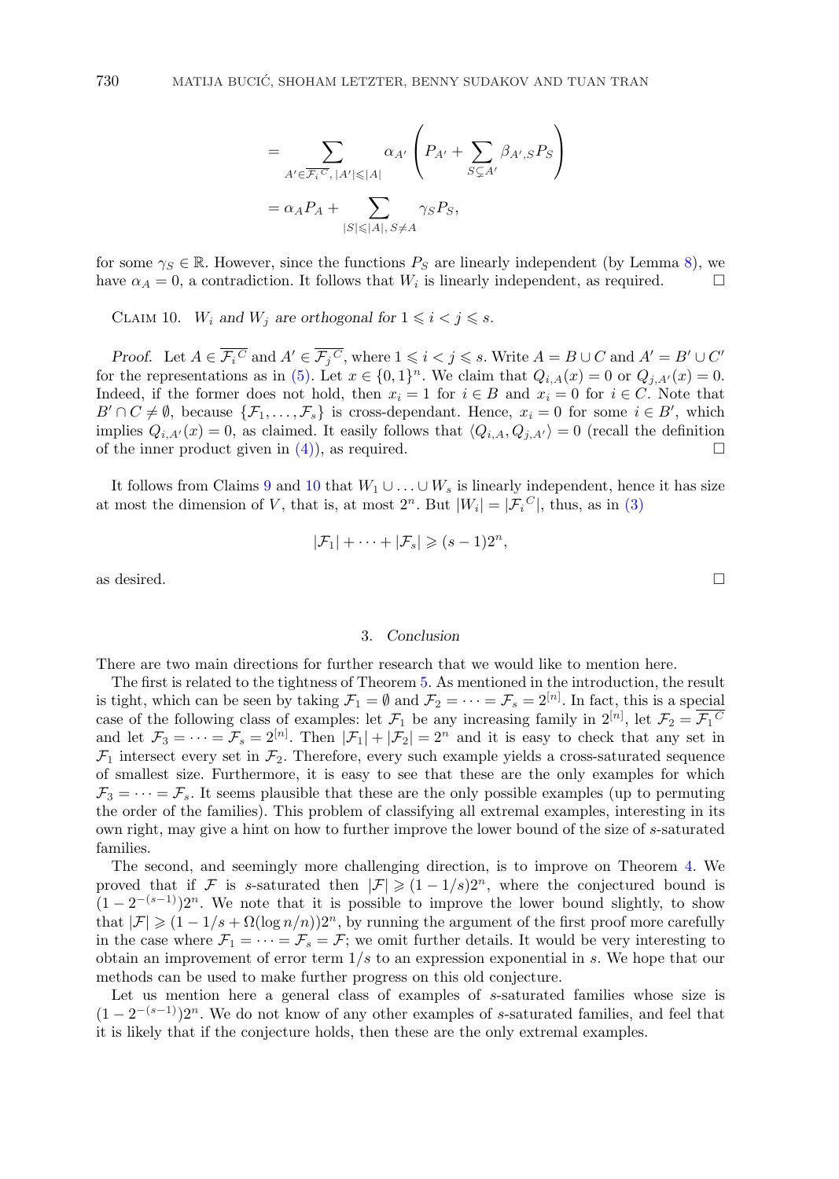$$= \sum_{A' \in \overline{\mathcal{F}_i}^C,\, |A'| \leqslant |A|} \alpha_{A'} \left( P_{A'} + \sum_{S \subsetneq A'} \beta_{A',S} P_S \right)$$

$$= \alpha_A P_A + \sum_{|S| \leqslant |A|,\, S \neq A} \gamma_S P_S,$$

for some $\gamma_S \in \mathbb{R}$. However, since the functions $P_S$ are linearly independent (by Lemma 8), we have $\alpha_A = 0$, a contradiction. It follows that $W_i$ is linearly independent, as required. $\square$

Claim 10. *$W_i$ and $W_j$ are orthogonal for $1 \leqslant i < j \leqslant s$.*

*Proof.* Let $A \in \overline{\mathcal{F}_i}^C$ and $A' \in \overline{\mathcal{F}_j}^C$, where $1 \leqslant i < j \leqslant s$. Write $A = B \cup C$ and $A' = B' \cup C'$ for the representations as in (5). Let $x \in \{0,1\}^n$. We claim that $Q_{i,A}(x) = 0$ or $Q_{j,A'}(x) = 0$. Indeed, if the former does not hold, then $x_i = 1$ for $i \in B$ and $x_i = 0$ for $i \in C$. Note that $B' \cap C \neq \emptyset$, because $\{\mathcal{F}_1, \ldots, \mathcal{F}_s\}$ is cross-dependant. Hence, $x_i = 0$ for some $i \in B'$, which implies $Q_{i,A'}(x) = 0$, as claimed. It easily follows that $\langle Q_{i,A}, Q_{j,A'} \rangle = 0$ (recall the definition of the inner product given in (4)), as required. $\square$

It follows from Claims 9 and 10 that $W_1 \cup \ldots \cup W_s$ is linearly independent, hence it has size at most the dimension of $V$, that is, at most $2^n$. But $|W_i| = |\mathcal{F}_i{}^C|$, thus, as in (3)

$$|\mathcal{F}_1| + \cdots + |\mathcal{F}_s| \geqslant (s-1)2^n,$$

as desired. $\square$

## 3. *Conclusion*

There are two main directions for further research that we would like to mention here.

The first is related to the tightness of Theorem 5. As mentioned in the introduction, the result is tight, which can be seen by taking $\mathcal{F}_1 = \emptyset$ and $\mathcal{F}_2 = \cdots = \mathcal{F}_s = 2^{[n]}$. In fact, this is a special case of the following class of examples: let $\mathcal{F}_1$ be any increasing family in $2^{[n]}$, let $\mathcal{F}_2 = \overline{\mathcal{F}_1}^C$ and let $\mathcal{F}_3 = \cdots = \mathcal{F}_s = 2^{[n]}$. Then $|\mathcal{F}_1| + |\mathcal{F}_2| = 2^n$ and it is easy to check that any set in $\mathcal{F}_1$ intersect every set in $\mathcal{F}_2$. Therefore, every such example yields a cross-saturated sequence of smallest size. Furthermore, it is easy to see that these are the only examples for which $\mathcal{F}_3 = \cdots = \mathcal{F}_s$. It seems plausible that these are the only possible examples (up to permuting the order of the families). This problem of classifying all extremal examples, interesting in its own right, may give a hint on how to further improve the lower bound of the size of $s$-saturated families.

The second, and seemingly more challenging direction, is to improve on Theorem 4. We proved that if $\mathcal{F}$ is $s$-saturated then $|\mathcal{F}| \geqslant (1 - 1/s)2^n$, where the conjectured bound is $(1 - 2^{-(s-1)})2^n$. We note that it is possible to improve the lower bound slightly, to show that $|\mathcal{F}| \geqslant (1 - 1/s + \Omega(\log n/n))2^n$, by running the argument of the first proof more carefully in the case where $\mathcal{F}_1 = \cdots = \mathcal{F}_s = \mathcal{F}$; we omit further details. It would be very interesting to obtain an improvement of error term $1/s$ to an expression exponential in $s$. We hope that our methods can be used to make further progress on this old conjecture.

Let us mention here a general class of examples of $s$-saturated families whose size is $(1 - 2^{-(s-1)})2^n$. We do not know of any other examples of $s$-saturated families, and feel that it is likely that if the conjecture holds, then these are the only extremal examples.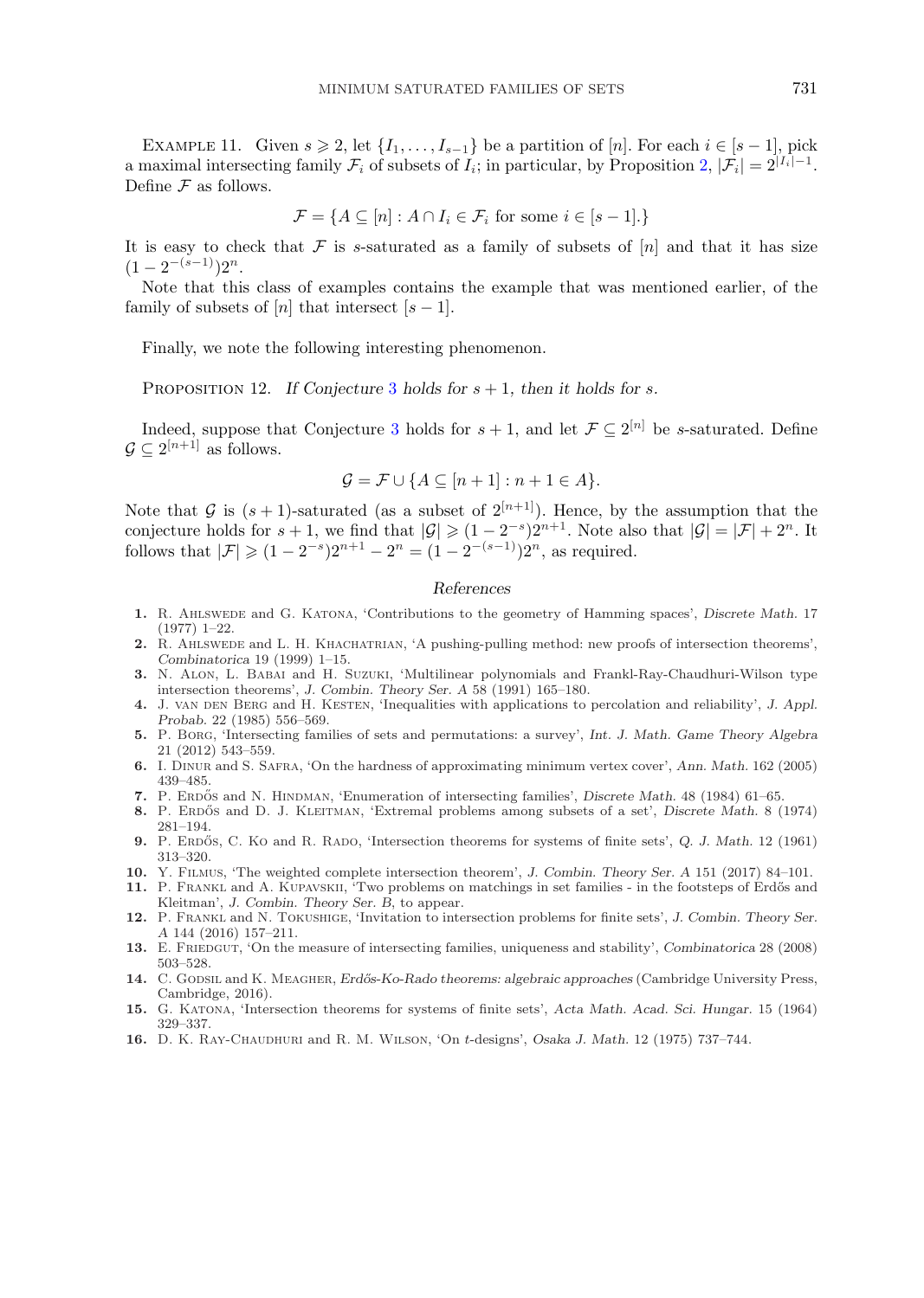EXAMPLE 11. Given $s \geqslant 2$, let $\{I_1, \ldots, I_{s-1}\}$ be a partition of $[n]$. For each $i \in [s-1]$, pick a maximal intersecting family $\mathcal{F}_i$ of subsets of $I_i$; in particular, by Proposition 2, $|\mathcal{F}_i| = 2^{|I_i|-1}$. Define $\mathcal{F}$ as follows.

$$\mathcal{F} = \{A \subseteq [n] : A \cap I_i \in \mathcal{F}_i \text{ for some } i \in [s-1].\}$$

It is easy to check that $\mathcal{F}$ is $s$-saturated as a family of subsets of $[n]$ and that it has size $(1 - 2^{-(s-1)})2^n$.

Note that this class of examples contains the example that was mentioned earlier, of the family of subsets of $[n]$ that intersect $[s-1]$.

Finally, we note the following interesting phenomenon.

PROPOSITION 12. *If Conjecture 3 holds for $s+1$, then it holds for $s$.*

Indeed, suppose that Conjecture 3 holds for $s+1$, and let $\mathcal{F} \subseteq 2^{[n]}$ be $s$-saturated. Define $\mathcal{G} \subseteq 2^{[n+1]}$ as follows.

$$\mathcal{G} = \mathcal{F} \cup \{A \subseteq [n+1] : n+1 \in A\}.$$

Note that $\mathcal{G}$ is $(s+1)$-saturated (as a subset of $2^{[n+1]}$). Hence, by the assumption that the conjecture holds for $s+1$, we find that $|\mathcal{G}| \geqslant (1-2^{-s})2^{n+1}$. Note also that $|\mathcal{G}| = |\mathcal{F}| + 2^n$. It follows that $|\mathcal{F}| \geqslant (1-2^{-s})2^{n+1} - 2^n = (1-2^{-(s-1)})2^n$, as required.

## *References*

1. R. Ahlswede and G. Katona, 'Contributions to the geometry of Hamming spaces', *Discrete Math.* 17 (1977) 1–22.
2. R. Ahlswede and L. H. Khachatrian, 'A pushing-pulling method: new proofs of intersection theorems', *Combinatorica* 19 (1999) 1–15.
3. N. Alon, L. Babai and H. Suzuki, 'Multilinear polynomials and Frankl-Ray-Chaudhuri-Wilson type intersection theorems', *J. Combin. Theory Ser. A* 58 (1991) 165–180.
4. J. van den Berg and H. Kesten, 'Inequalities with applications to percolation and reliability', *J. Appl. Probab.* 22 (1985) 556–569.
5. P. Borg, 'Intersecting families of sets and permutations: a survey', *Int. J. Math. Game Theory Algebra* 21 (2012) 543–559.
6. I. Dinur and S. Safra, 'On the hardness of approximating minimum vertex cover', *Ann. Math.* 162 (2005) 439–485.
7. P. Erdős and N. Hindman, 'Enumeration of intersecting families', *Discrete Math.* 48 (1984) 61–65.
8. P. Erdős and D. J. Kleitman, 'Extremal problems among subsets of a set', *Discrete Math.* 8 (1974) 281–194.
9. P. Erdős, C. Ko and R. Rado, 'Intersection theorems for systems of finite sets', *Q. J. Math.* 12 (1961) 313–320.
10. Y. Filmus, 'The weighted complete intersection theorem', *J. Combin. Theory Ser. A* 151 (2017) 84–101.
11. P. Frankl and A. Kupavskii, 'Two problems on matchings in set families - in the footsteps of Erdős and Kleitman', *J. Combin. Theory Ser. B*, to appear.
12. P. Frankl and N. Tokushige, 'Invitation to intersection problems for finite sets', *J. Combin. Theory Ser. A* 144 (2016) 157–211.
13. E. Friedgut, 'On the measure of intersecting families, uniqueness and stability', *Combinatorica* 28 (2008) 503–528.
14. C. Godsil and K. Meagher, *Erdős-Ko-Rado theorems: algebraic approaches* (Cambridge University Press, Cambridge, 2016).
15. G. Katona, 'Intersection theorems for systems of finite sets', *Acta Math. Acad. Sci. Hungar.* 15 (1964) 329–337.
16. D. K. Ray-Chaudhuri and R. M. Wilson, 'On $t$-designs', *Osaka J. Math.* 12 (1975) 737–744.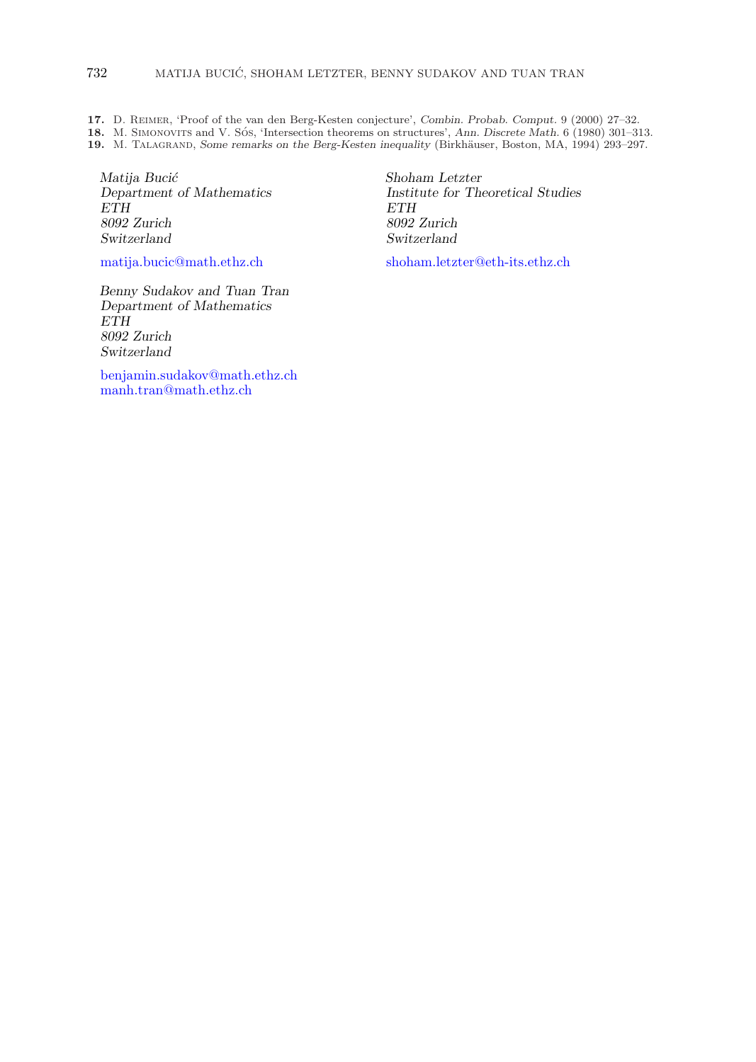17. D. Reimer, 'Proof of the van den Berg-Kesten conjecture', *Combin. Probab. Comput.* 9 (2000) 27–32.
18. M. Simonovits and V. Sós, 'Intersection theorems on structures', *Ann. Discrete Math.* 6 (1980) 301–313.
19. M. Talagrand, *Some remarks on the Berg-Kesten inequality* (Birkhäuser, Boston, MA, 1994) 293–297.

*Matija Bucić*
*Department of Mathematics*
*ETH*
*8092 Zurich*
*Switzerland*

matija.bucic@math.ethz.ch

*Shoham Letzter*
*Institute for Theoretical Studies*
*ETH*
*8092 Zurich*
*Switzerland*

shoham.letzter@eth-its.ethz.ch

*Benny Sudakov and Tuan Tran*
*Department of Mathematics*
*ETH*
*8092 Zurich*
*Switzerland*

benjamin.sudakov@math.ethz.ch
manh.tran@math.ethz.ch